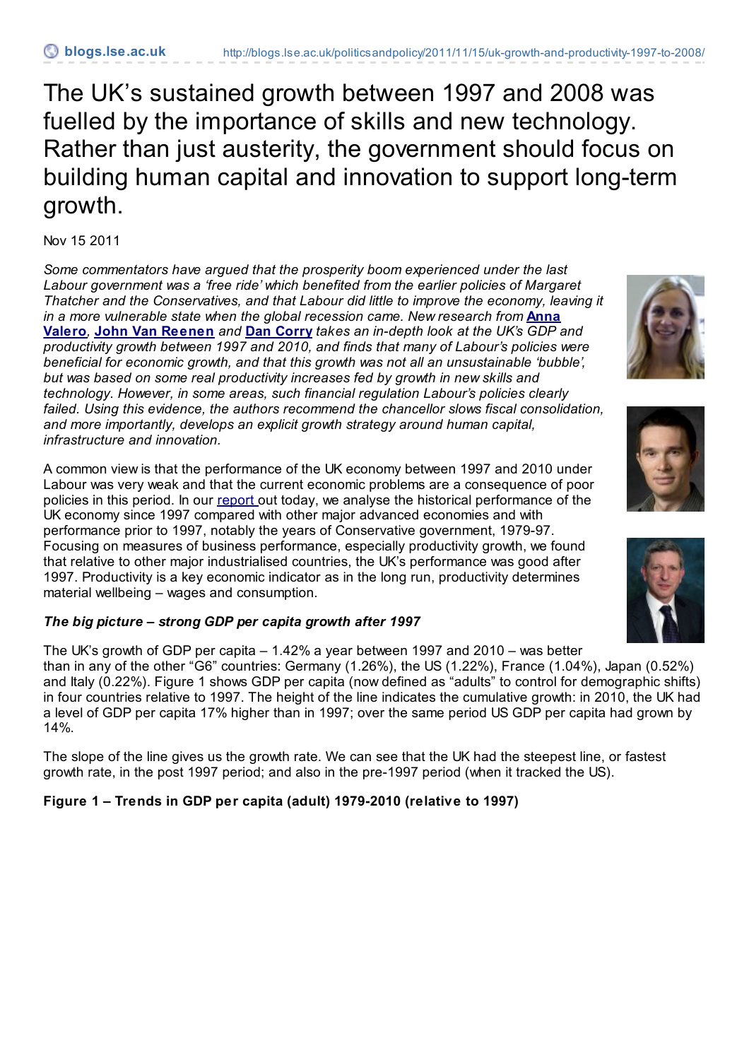# The UK's sustained growth between 1997 and 2008 was fuelled by the importance of skills and new technology. Rather than just austerity, the government should focus on building human capital and innovation to support long-term growth.

Nov 15 2011

*Some commentators have argued that the prosperity boom experienced under the last Labour government was a 'free ride' which benefited from the earlier policies of Margaret Thatcher and the Conservatives, and that Labour did little to improve the economy, leaving it in a more vulnerable state when the global recession came. New research from* **Anna Valero**, **John Van Reenen** *and* **Dan Corry** *takes an in-depth look at the UK's GDP and productivity growth between 1997 and 2010, and finds that many of Labour's policies were beneficial for economic growth, and that this growth was not all an unsustainable 'bubble', but was based on some real productivity increases fed by growth in new skills and technology. However, in some areas, such financial regulation Labour's policies clearly failed. Using this evidence, the authors recommend the chancellor slows fiscal consolidation, and more importantly, develops an explicit growth strategy around human capital, infrastructure and innovation.*

A common view is that the performance of the UK economy between 1997 and 2010 under Labour was very weak and that the current economic problems are a consequence of poor policies in this period. In our report out today, we analyse the historical performance of the UK economy since 1997 compared with other major advanced economies and with performance prior to 1997, notably the years of Conservative government, 1979-97. Focusing on measures of business performance, especially productivity growth, we found that relative to other major industrialised countries, the UK's performance was good after 1997. Productivity is a key economic indicator as in the long run, productivity determines material wellbeing – wages and consumption.

***The big picture – strong GDP per capita growth after 1997***

The UK's growth of GDP per capita – 1.42% a year between 1997 and 2010 – was better than in any of the other "G6" countries: Germany (1.26%), the US (1.22%), France (1.04%), Japan (0.52%) and Italy (0.22%). Figure 1 shows GDP per capita (now defined as "adults" to control for demographic shifts) in four countries relative to 1997. The height of the line indicates the cumulative growth: in 2010, the UK had a level of GDP per capita 17% higher than in 1997; over the same period US GDP per capita had grown by 14%.

The slope of the line gives us the growth rate. We can see that the UK had the steepest line, or fastest growth rate, in the post 1997 period; and also in the pre-1997 period (when it tracked the US).

**Figure 1 – Trends in GDP per capita (adult) 1979-2010 (relative to 1997)**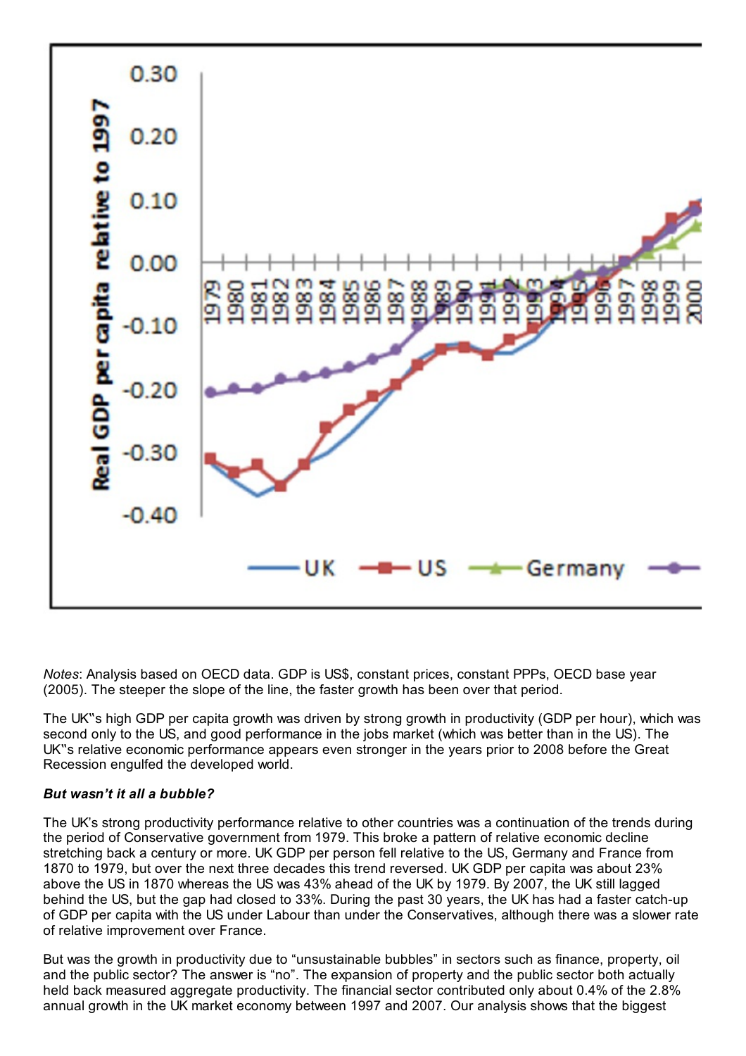*Notes*: Analysis based on OECD data. GDP is US$, constant prices, constant PPPs, OECD base year (2005). The steeper the slope of the line, the faster growth has been over that period.

The UK�too high GDP per capita growth was driven by strong growth in productivity (GDP per hour), which was second only to the US, and good performance in the jobs market (which was better than in the US). The UK‟s relative economic performance appears even stronger in the years prior to 2008 before the Great Recession engulfed the developed world.

***But wasn't it all a bubble?***

The UK's strong productivity performance relative to other countries was a continuation of the trends during the period of Conservative government from 1979. This broke a pattern of relative economic decline stretching back a century or more. UK GDP per person fell relative to the US, Germany and France from 1870 to 1979, but over the next three decades this trend reversed. UK GDP per capita was about 23% above the US in 1870 whereas the US was 43% ahead of the UK by 1979. By 2007, the UK still lagged behind the US, but the gap had closed to 33%. During the past 30 years, the UK has had a faster catch-up of GDP per capita with the US under Labour than under the Conservatives, although there was a slower rate of relative improvement over France.

But was the growth in productivity due to "unsustainable bubbles" in sectors such as finance, property, oil and the public sector? The answer is "no". The expansion of property and the public sector both actually held back measured aggregate productivity. The financial sector contributed only about 0.4% of the 2.8% annual growth in the UK market economy between 1997 and 2007. Our analysis shows that the biggest

*Notes*: Analysis based on OECD data. GDP is US$, constant prices, constant PPPs, OECD base year (2005). The steeper the slope of the line, the faster growth has been over that period.

The UK‟s high GDP per capita growth was driven by strong growth in productivity (GDP per hour), which was second only to the US, and good performance in the jobs market (which was better than in the US). The UK‟s relative economic performance appears even stronger in the years prior to 2008 before the Great Recession engulfed the developed world.

***But wasn't it all a bubble?***

The UK's strong productivity performance relative to other countries was a continuation of the trends during the period of Conservative government from 1979. This broke a pattern of relative economic decline stretching back a century or more. UK GDP per person fell relative to the US, Germany and France from 1870 to 1979, but over the next three decades this trend reversed. UK GDP per capita was about 23% above the US in 1870 whereas the US was 43% ahead of the UK by 1979. By 2007, the UK still lagged behind the US, but the gap had closed to 33%. During the past 30 years, the UK has had a faster catch-up of GDP per capita with the US under Labour than under the Conservatives, although there was a slower rate of relative improvement over France.

But was the growth in productivity due to "unsustainable bubbles" in sectors such as finance, property, oil and the public sector? The answer is "no". The expansion of property and the public sector both actually held back measured aggregate productivity. The financial sector contributed only about 0.4% of the 2.8% annual growth in the UK market economy between 1997 and 2007. Our analysis shows that the biggest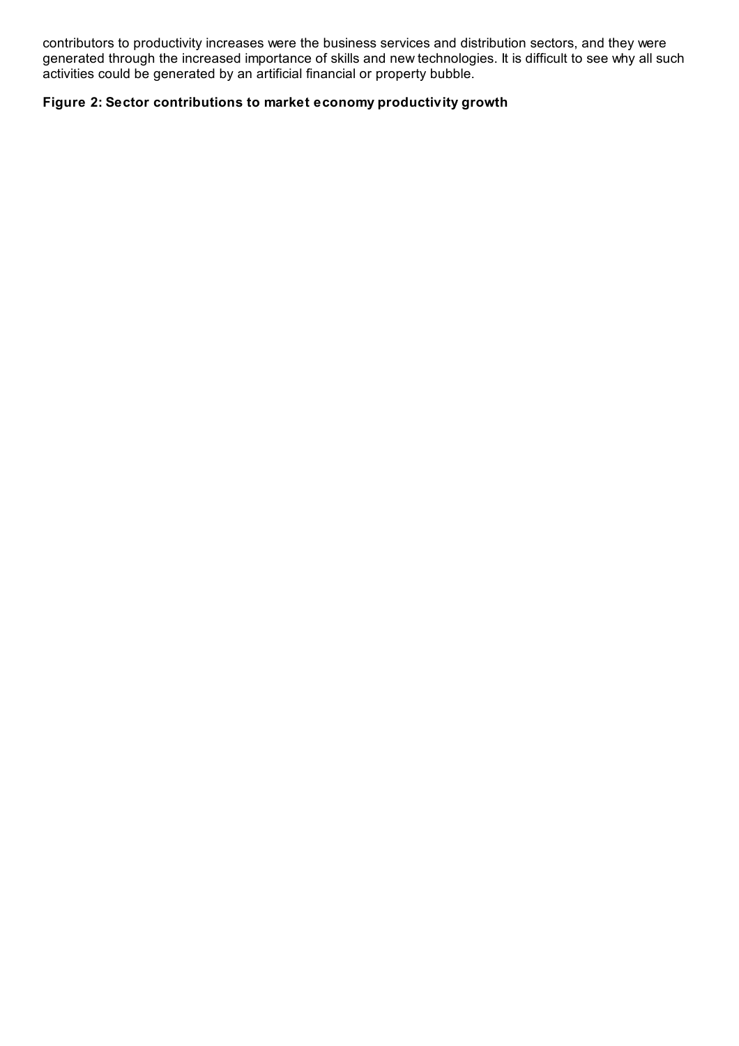contributors to productivity increases were the business services and distribution sectors, and they were generated through the increased importance of skills and new technologies. It is difficult to see why all such activities could be generated by an artificial financial or property bubble.

**Figure 2: Sector contributions to market economy productivity growth**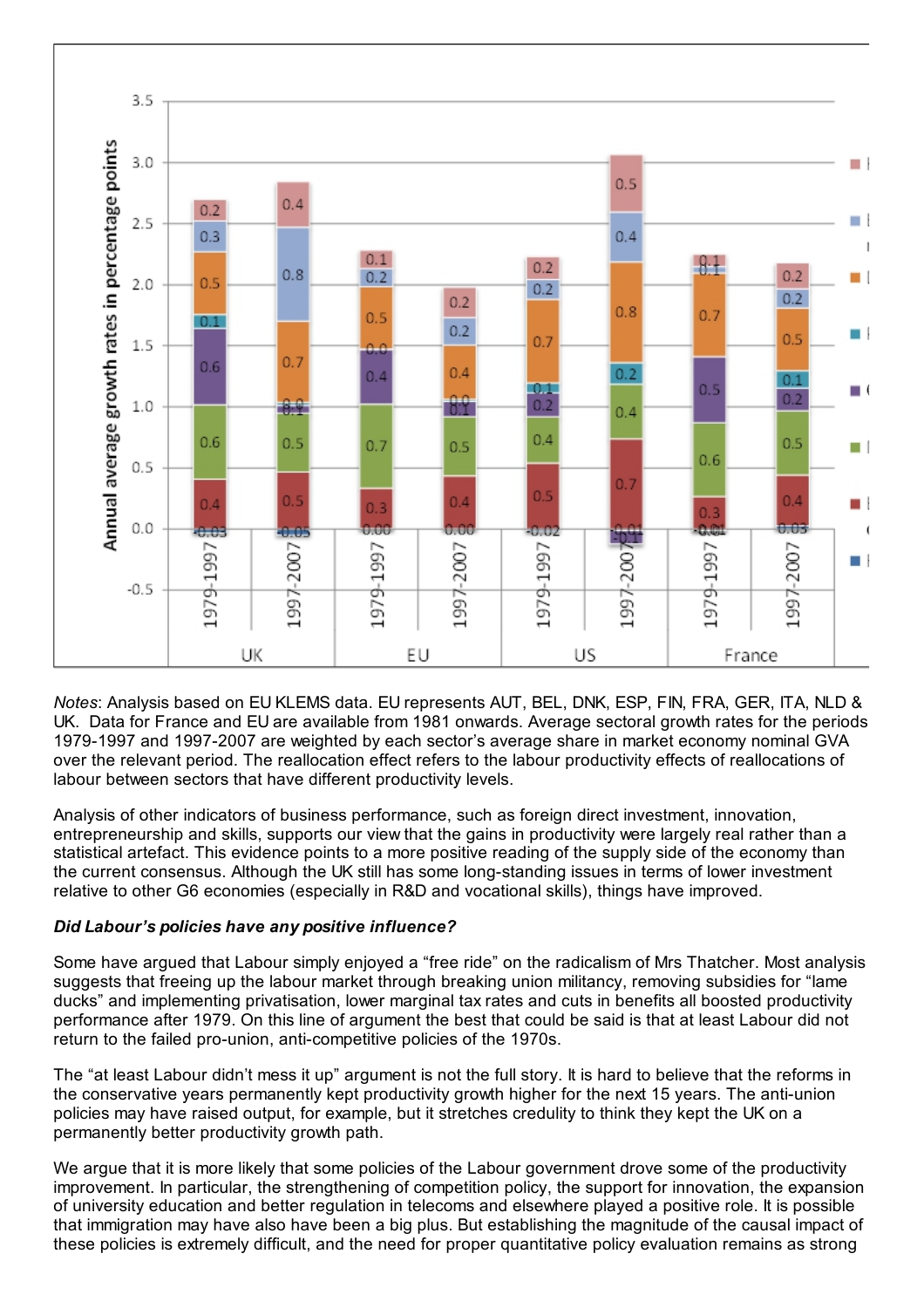*Notes*: Analysis based on EU KLEMS data. EU represents AUT, BEL, DNK, ESP, FIN, FRA, GER, ITA, NLD & UK. Data for France and EU are available from 1981 onwards. Average sectoral growth rates for the periods 1979-1997 and 1997-2007 are weighted by each sector's average share in market economy nominal GVA over the relevant period. The reallocation effect refers to the labour productivity effects of reallocations of labour between sectors that have different productivity levels.

Analysis of other indicators of business performance, such as foreign direct investment, innovation, entrepreneurship and skills, supports our view that the gains in productivity were largely real rather than a statistical artefact. This evidence points to a more positive reading of the supply side of the economy than the current consensus. Although the UK still has some long-standing issues in terms of lower investment relative to other G6 economies (especially in R&D and vocational skills), things have improved.

***Did Labour's policies have any positive influence?***

Some have argued that Labour simply enjoyed a "free ride" on the radicalism of Mrs Thatcher. Most analysis suggests that freeing up the labour market through breaking union militancy, removing subsidies for "lame ducks" and implementing privatisation, lower marginal tax rates and cuts in benefits all boosted productivity performance after 1979. On this line of argument the best that could be said is that at least Labour did not return to the failed pro-union, anti-competitive policies of the 1970s.

The "at least Labour didn't mess it up" argument is not the full story. It is hard to believe that the reforms in the conservative years permanently kept productivity growth higher for the next 15 years. The anti-union policies may have raised output, for example, but it stretches credulity to think they kept the UK on a permanently better productivity growth path.

We argue that it is more likely that some policies of the Labour government drove some of the productivity improvement. In particular, the strengthening of competition policy, the support for innovation, the expansion of university education and better regulation in telecoms and elsewhere played a positive role. It is possible that immigration may have also have been a big plus. But establishing the magnitude of the causal impact of these policies is extremely difficult, and the need for proper quantitative policy evaluation remains as strong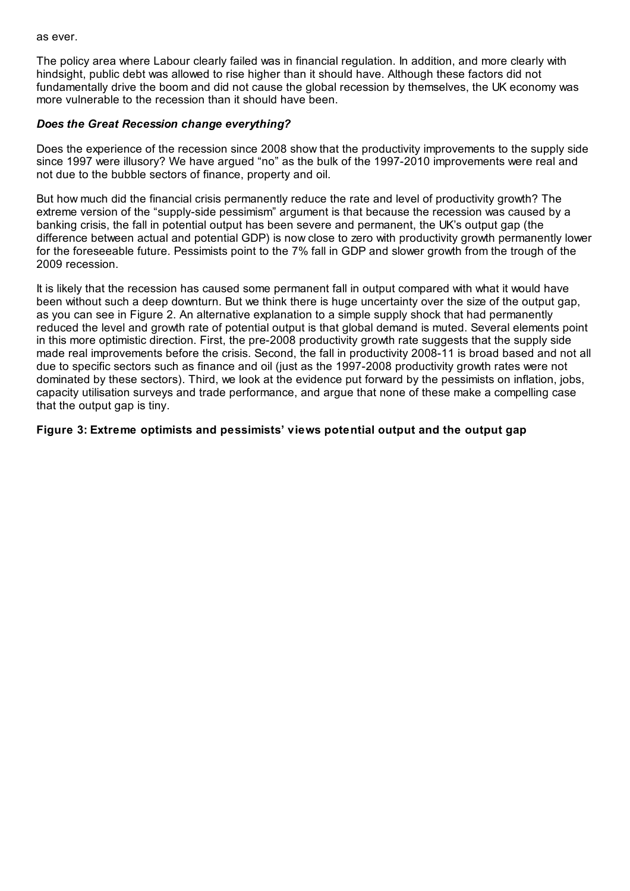as ever.

The policy area where Labour clearly failed was in financial regulation. In addition, and more clearly with hindsight, public debt was allowed to rise higher than it should have. Although these factors did not fundamentally drive the boom and did not cause the global recession by themselves, the UK economy was more vulnerable to the recession than it should have been.

***Does the Great Recession change everything?***

Does the experience of the recession since 2008 show that the productivity improvements to the supply side since 1997 were illusory? We have argued “no” as the bulk of the 1997-2010 improvements were real and not due to the bubble sectors of finance, property and oil.

But how much did the financial crisis permanently reduce the rate and level of productivity growth? The extreme version of the “supply-side pessimism” argument is that because the recession was caused by a banking crisis, the fall in potential output has been severe and permanent, the UK’s output gap (the difference between actual and potential GDP) is now close to zero with productivity growth permanently lower for the foreseeable future. Pessimists point to the 7% fall in GDP and slower growth from the trough of the 2009 recession.

It is likely that the recession has caused some permanent fall in output compared with what it would have been without such a deep downturn. But we think there is huge uncertainty over the size of the output gap, as you can see in Figure 2. An alternative explanation to a simple supply shock that had permanently reduced the level and growth rate of potential output is that global demand is muted. Several elements point in this more optimistic direction. First, the pre-2008 productivity growth rate suggests that the supply side made real improvements before the crisis. Second, the fall in productivity 2008-11 is broad based and not all due to specific sectors such as finance and oil (just as the 1997-2008 productivity growth rates were not dominated by these sectors). Third, we look at the evidence put forward by the pessimists on inflation, jobs, capacity utilisation surveys and trade performance, and argue that none of these make a compelling case that the output gap is tiny.

**Figure 3: Extreme optimists and pessimists’ views potential output and the output gap**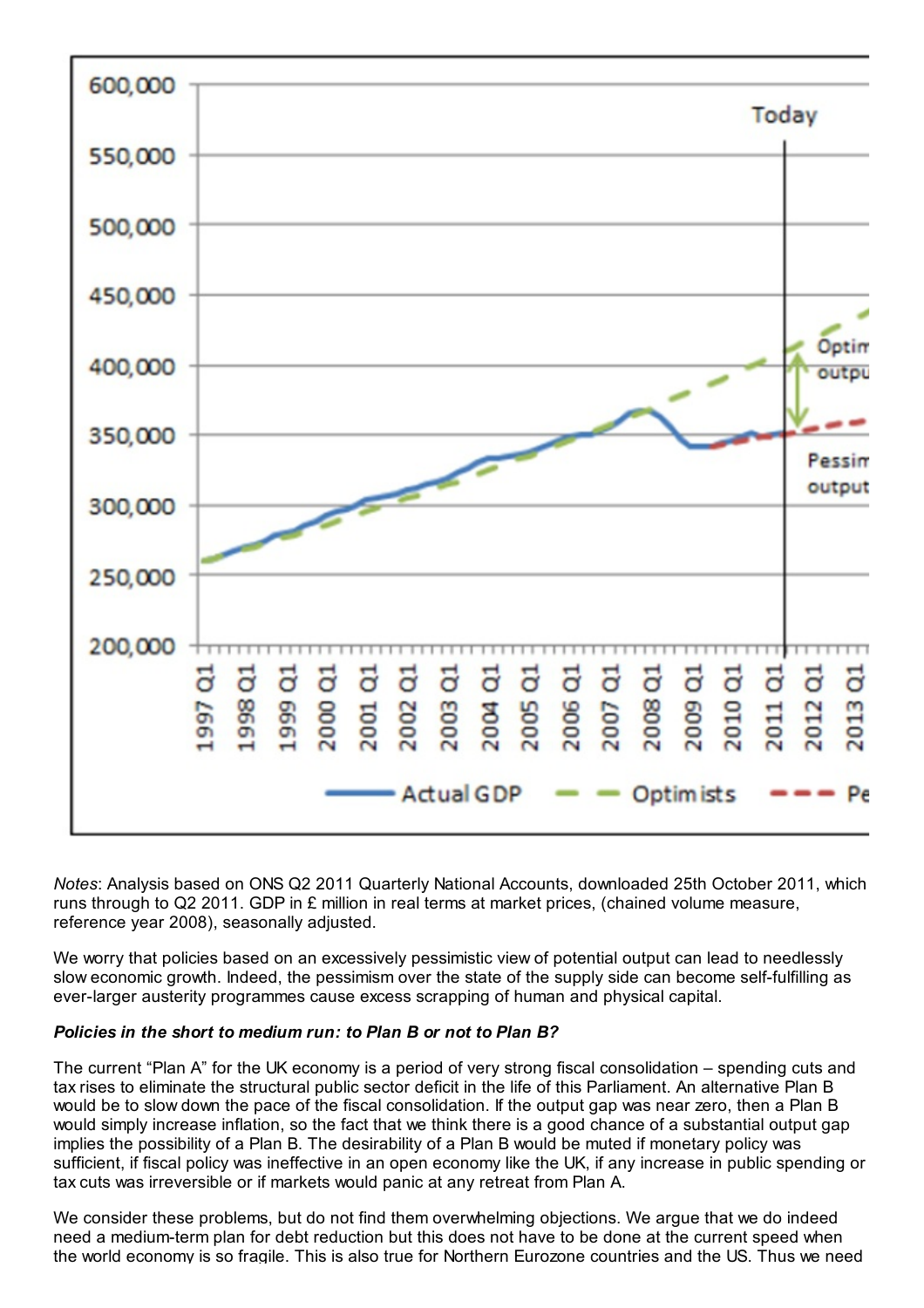*Notes*: Analysis based on ONS Q2 2011 Quarterly National Accounts, downloaded 25th October 2011, which runs through to Q2 2011. GDP in £ million in real terms at market prices, (chained volume measure, reference year 2008), seasonally adjusted.

We worry that policies based on an excessively pessimistic view of potential output can lead to needlessly slow economic growth. Indeed, the pessimism over the state of the supply side can become self-fulfilling as ever-larger austerity programmes cause excess scrapping of human and physical capital.

***Policies in the short to medium run: to Plan B or not to Plan B?***

The current "Plan A" for the UK economy is a period of very strong fiscal consolidation – spending cuts and tax rises to eliminate the structural public sector deficit in the life of this Parliament. An alternative Plan B would be to slow down the pace of the fiscal consolidation. If the output gap was near zero, then a Plan B would simply increase inflation, so the fact that we think there is a good chance of a substantial output gap implies the possibility of a Plan B. The desirability of a Plan B would be muted if monetary policy was sufficient, if fiscal policy was ineffective in an open economy like the UK, if any increase in public spending or tax cuts was irreversible or if markets would panic at any retreat from Plan A.

We consider these problems, but do not find them overwhelming objections. We argue that we do indeed need a medium-term plan for debt reduction but this does not have to be done at the current speed when the world economy is so fragile. This is also true for Northern Eurozone countries and the US. Thus we need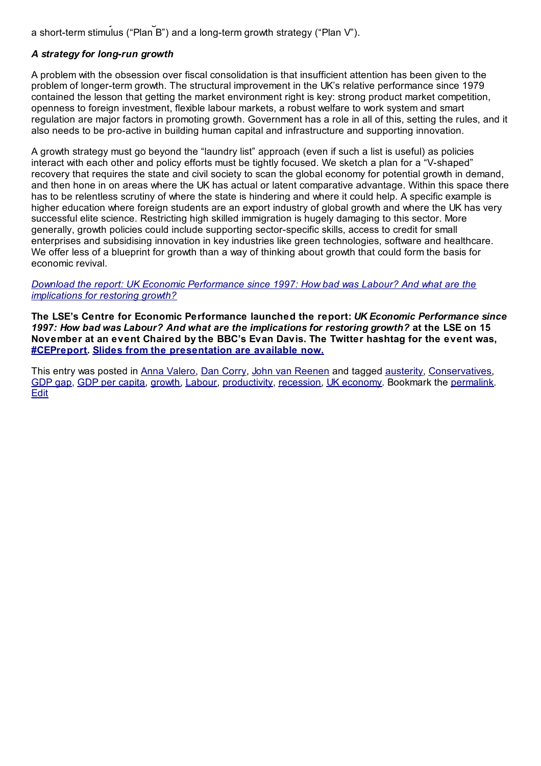a short-term stimulus ("Plan B") and a long-term growth strategy ("Plan V").

### *A strategy for long-run growth*

A problem with the obsession over fiscal consolidation is that insufficient attention has been given to the problem of longer-term growth. The structural improvement in the UK's relative performance since 1979 contained the lesson that getting the market environment right is key: strong product market competition, openness to foreign investment, flexible labour markets, a robust welfare to work system and smart regulation are major factors in promoting growth. Government has a role in all of this, setting the rules, and it also needs to be pro-active in building human capital and infrastructure and supporting innovation.

A growth strategy must go beyond the "laundry list" approach (even if such a list is useful) as policies interact with each other and policy efforts must be tightly focused. We sketch a plan for a "V-shaped" recovery that requires the state and civil society to scan the global economy for potential growth in demand, and then hone in on areas where the UK has actual or latent comparative advantage. Within this space there has to be relentless scrutiny of where the state is hindering and where it could help. A specific example is higher education where foreign students are an export industry of global growth and where the UK has very successful elite science. Restricting high skilled immigration is hugely damaging to this sector. More generally, growth policies could include supporting sector-specific skills, access to credit for small enterprises and subsidising innovation in key industries like green technologies, software and healthcare. We offer less of a blueprint for growth than a way of thinking about growth that could form the basis for economic revival.

*Download the report: UK Economic Performance since 1997: How bad was Labour? And what are the implications for restoring growth?*

**The LSE's Centre for Economic Performance launched the report: *UK Economic Performance since 1997: How bad was Labour? And what are the implications for restoring growth?* at the LSE on 15 November at an event Chaired by the BBC's Evan Davis. The Twitter hashtag for the event was, #CEPreport. Slides from the presentation are available now.**

This entry was posted in Anna Valero, Dan Corry, John van Reenen and tagged austerity, Conservatives, GDP gap, GDP per capita, growth, Labour, productivity, recession, UK economy. Bookmark the permalink. Edit